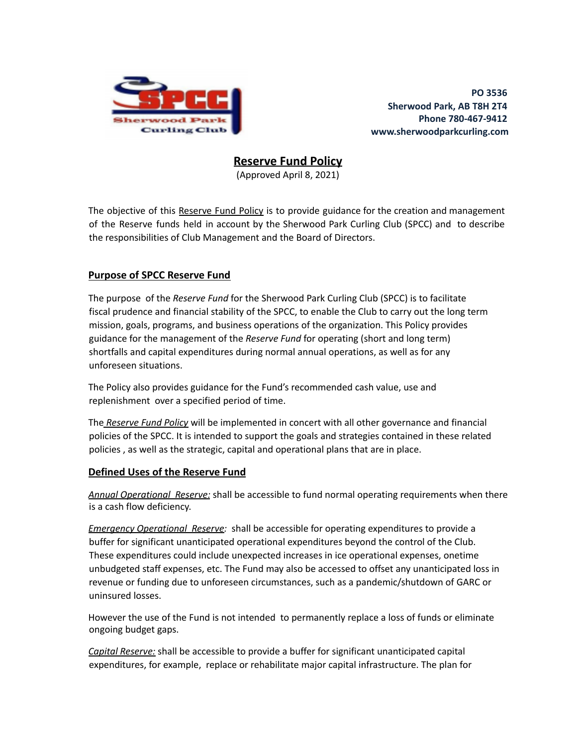PO 3536
Sherwood Park, AB T8H 2T4
Phone 780-467-9412
www.sherwoodparkcurling.com

# Reserve Fund Policy

(Approved April 8, 2021)

The objective of this Reserve Fund Policy is to provide guidance for the creation and management of the Reserve funds held in account by the Sherwood Park Curling Club (SPCC) and to describe the responsibilities of Club Management and the Board of Directors.

## Purpose of SPCC Reserve Fund

The purpose of the *Reserve Fund* for the Sherwood Park Curling Club (SPCC) is to facilitate fiscal prudence and financial stability of the SPCC, to enable the Club to carry out the long term mission, goals, programs, and business operations of the organization. This Policy provides guidance for the management of the *Reserve Fund* for operating (short and long term) shortfalls and capital expenditures during normal annual operations, as well as for any unforeseen situations.

The Policy also provides guidance for the Fund's recommended cash value, use and replenishment over a specified period of time.

The *Reserve Fund Policy* will be implemented in concert with all other governance and financial policies of the SPCC. It is intended to support the goals and strategies contained in these related policies , as well as the strategic, capital and operational plans that are in place.

## Defined Uses of the Reserve Fund

*Annual Operational Reserve:* shall be accessible to fund normal operating requirements when there is a cash flow deficiency.

*Emergency Operational Reserve:* shall be accessible for operating expenditures to provide a buffer for significant unanticipated operational expenditures beyond the control of the Club. These expenditures could include unexpected increases in ice operational expenses, onetime unbudgeted staff expenses, etc. The Fund may also be accessed to offset any unanticipated loss in revenue or funding due to unforeseen circumstances, such as a pandemic/shutdown of GARC or uninsured losses.

However the use of the Fund is not intended to permanently replace a loss of funds or eliminate ongoing budget gaps.

*Capital Reserve:* shall be accessible to provide a buffer for significant unanticipated capital expenditures, for example, replace or rehabilitate major capital infrastructure. The plan for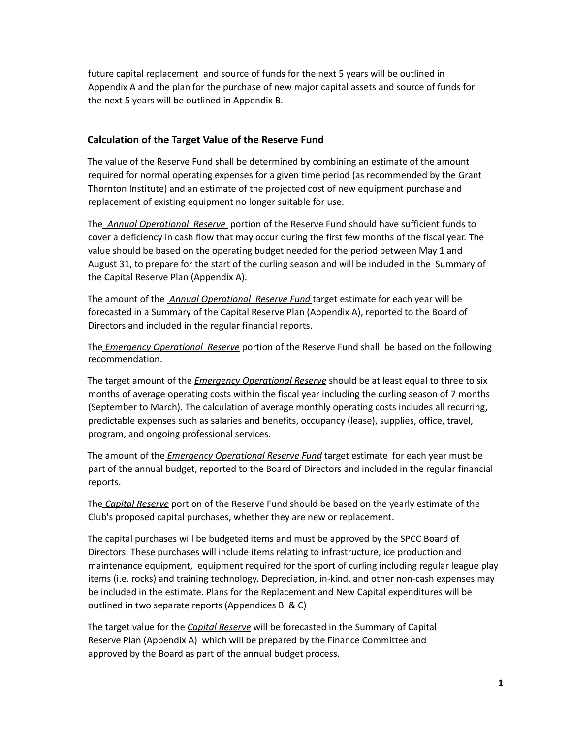future capital replacement and source of funds for the next 5 years will be outlined in Appendix A and the plan for the purchase of new major capital assets and source of funds for the next 5 years will be outlined in Appendix B.

## Calculation of the Target Value of the Reserve Fund

The value of the Reserve Fund shall be determined by combining an estimate of the amount required for normal operating expenses for a given time period (as recommended by the Grant Thornton Institute) and an estimate of the projected cost of new equipment purchase and replacement of existing equipment no longer suitable for use.

The *Annual Operational Reserve* portion of the Reserve Fund should have sufficient funds to cover a deficiency in cash flow that may occur during the first few months of the fiscal year. The value should be based on the operating budget needed for the period between May 1 and August 31, to prepare for the start of the curling season and will be included in the Summary of the Capital Reserve Plan (Appendix A).

The amount of the *Annual Operational Reserve Fund* target estimate for each year will be forecasted in a Summary of the Capital Reserve Plan (Appendix A), reported to the Board of Directors and included in the regular financial reports.

The *Emergency Operational Reserve* portion of the Reserve Fund shall be based on the following recommendation.

The target amount of the *Emergency Operational Reserve* should be at least equal to three to six months of average operating costs within the fiscal year including the curling season of 7 months (September to March). The calculation of average monthly operating costs includes all recurring, predictable expenses such as salaries and benefits, occupancy (lease), supplies, office, travel, program, and ongoing professional services.

The amount of the *Emergency Operational Reserve Fund* target estimate for each year must be part of the annual budget, reported to the Board of Directors and included in the regular financial reports.

The *Capital Reserve* portion of the Reserve Fund should be based on the yearly estimate of the Club's proposed capital purchases, whether they are new or replacement.

The capital purchases will be budgeted items and must be approved by the SPCC Board of Directors. These purchases will include items relating to infrastructure, ice production and maintenance equipment, equipment required for the sport of curling including regular league play items (i.e. rocks) and training technology. Depreciation, in-kind, and other non-cash expenses may be included in the estimate. Plans for the Replacement and New Capital expenditures will be outlined in two separate reports (Appendices B & C)

The target value for the *Capital Reserve* will be forecasted in the Summary of Capital Reserve Plan (Appendix A) which will be prepared by the Finance Committee and approved by the Board as part of the annual budget process.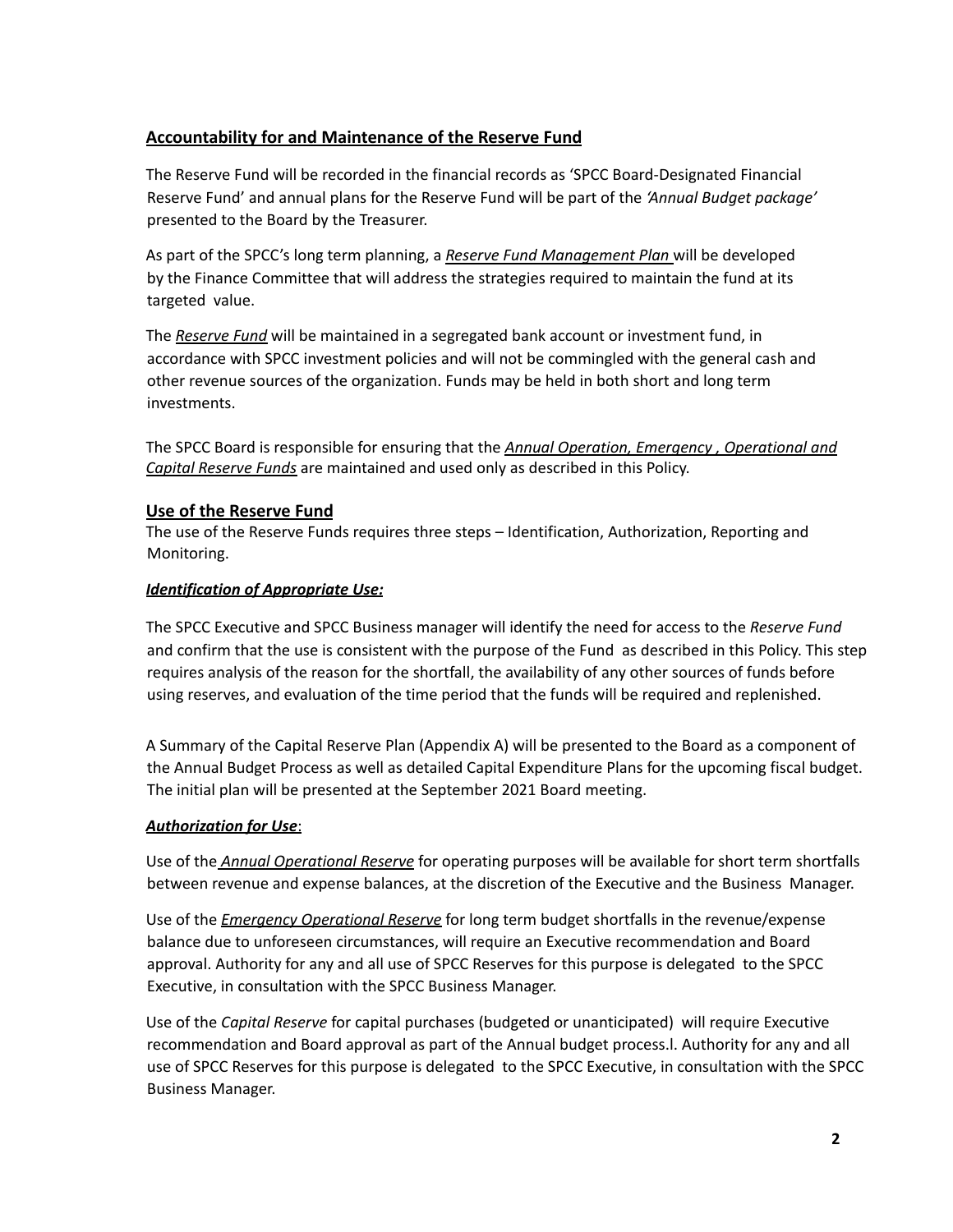## Accountability for and Maintenance of the Reserve Fund

The Reserve Fund will be recorded in the financial records as 'SPCC Board-Designated Financial Reserve Fund' and annual plans for the Reserve Fund will be part of the *'Annual Budget package'* presented to the Board by the Treasurer.

As part of the SPCC's long term planning, a ***Reserve Fund Management Plan*** will be developed by the Finance Committee that will address the strategies required to maintain the fund at its targeted value.

The ***Reserve Fund*** will be maintained in a segregated bank account or investment fund, in accordance with SPCC investment policies and will not be commingled with the general cash and other revenue sources of the organization. Funds may be held in both short and long term investments.

The SPCC Board is responsible for ensuring that the ***Annual Operation, Emergency , Operational and Capital Reserve Funds*** are maintained and used only as described in this Policy.

## Use of the Reserve Fund

The use of the Reserve Funds requires three steps – Identification, Authorization, Reporting and Monitoring.

### *Identification of Appropriate Use:*

The SPCC Executive and SPCC Business manager will identify the need for access to the *Reserve Fund* and confirm that the use is consistent with the purpose of the Fund as described in this Policy. This step requires analysis of the reason for the shortfall, the availability of any other sources of funds before using reserves, and evaluation of the time period that the funds will be required and replenished.

A Summary of the Capital Reserve Plan (Appendix A) will be presented to the Board as a component of the Annual Budget Process as well as detailed Capital Expenditure Plans for the upcoming fiscal budget. The initial plan will be presented at the September 2021 Board meeting.

### *Authorization for Use*:

Use of the ***Annual Operational Reserve*** for operating purposes will be available for short term shortfalls between revenue and expense balances, at the discretion of the Executive and the Business Manager.

Use of the ***Emergency Operational Reserve*** for long term budget shortfalls in the revenue/expense balance due to unforeseen circumstances, will require an Executive recommendation and Board approval. Authority for any and all use of SPCC Reserves for this purpose is delegated to the SPCC Executive, in consultation with the SPCC Business Manager.

Use of the *Capital Reserve* for capital purchases (budgeted or unanticipated) will require Executive recommendation and Board approval as part of the Annual budget process.l. Authority for any and all use of SPCC Reserves for this purpose is delegated to the SPCC Executive, in consultation with the SPCC Business Manager.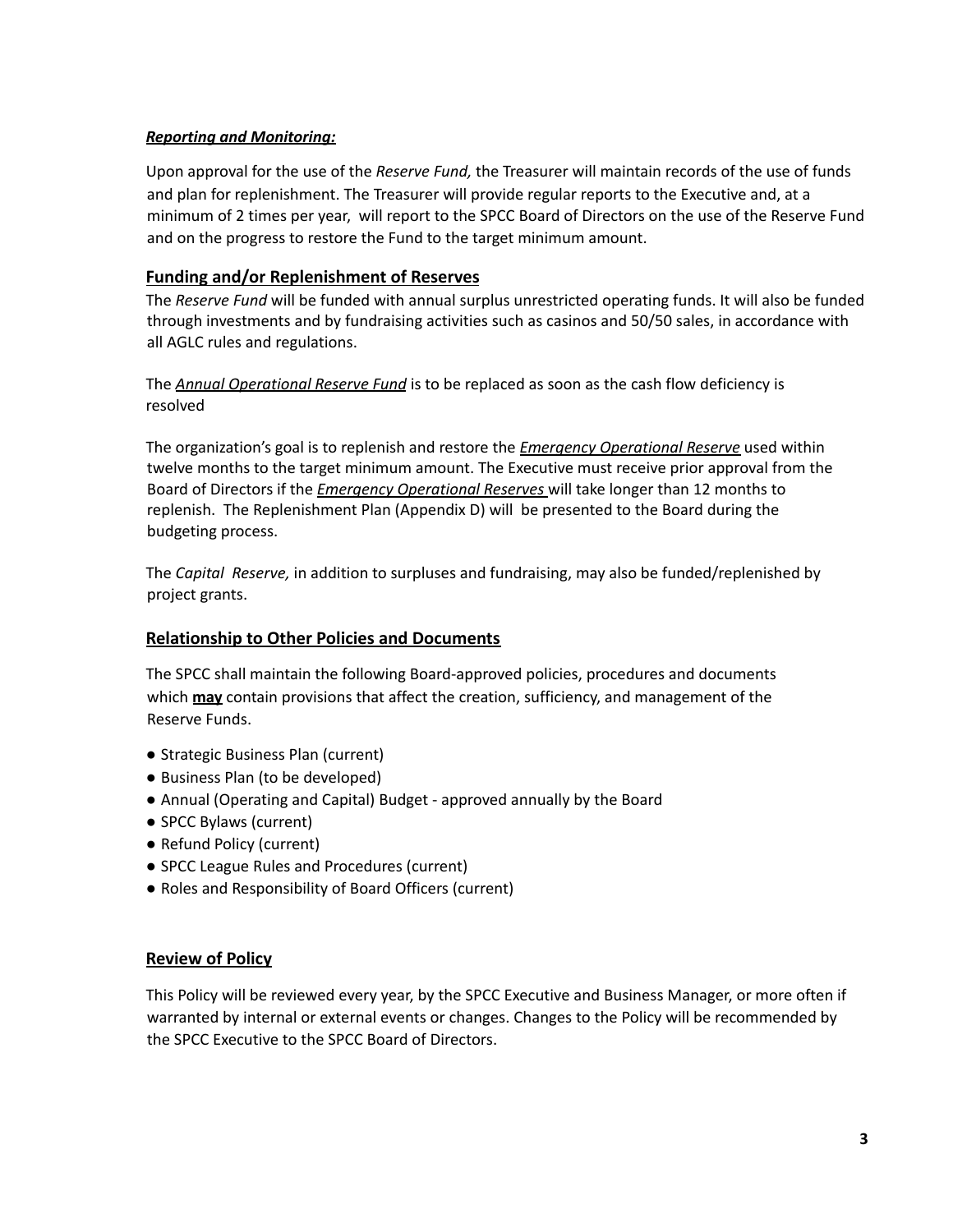***Reporting and Monitoring:***

Upon approval for the use of the *Reserve Fund,* the Treasurer will maintain records of the use of funds and plan for replenishment. The Treasurer will provide regular reports to the Executive and, at a minimum of 2 times per year, will report to the SPCC Board of Directors on the use of the Reserve Fund and on the progress to restore the Fund to the target minimum amount.

## Funding and/or Replenishment of Reserves

The *Reserve Fund* will be funded with annual surplus unrestricted operating funds. It will also be funded through investments and by fundraising activities such as casinos and 50/50 sales, in accordance with all AGLC rules and regulations.

The *Annual Operational Reserve Fund* is to be replaced as soon as the cash flow deficiency is resolved

The organization's goal is to replenish and restore the *Emergency Operational Reserve* used within twelve months to the target minimum amount. The Executive must receive prior approval from the Board of Directors if the *Emergency Operational Reserves* will take longer than 12 months to replenish. The Replenishment Plan (Appendix D) will be presented to the Board during the budgeting process.

The *Capital Reserve,* in addition to surpluses and fundraising, may also be funded/replenished by project grants.

## Relationship to Other Policies and Documents

The SPCC shall maintain the following Board-approved policies, procedures and documents which **may** contain provisions that affect the creation, sufficiency, and management of the Reserve Funds.

- Strategic Business Plan (current)
- Business Plan (to be developed)
- Annual (Operating and Capital) Budget - approved annually by the Board
- SPCC Bylaws (current)
- Refund Policy (current)
- SPCC League Rules and Procedures (current)
- Roles and Responsibility of Board Officers (current)

## Review of Policy

This Policy will be reviewed every year, by the SPCC Executive and Business Manager, or more often if warranted by internal or external events or changes. Changes to the Policy will be recommended by the SPCC Executive to the SPCC Board of Directors.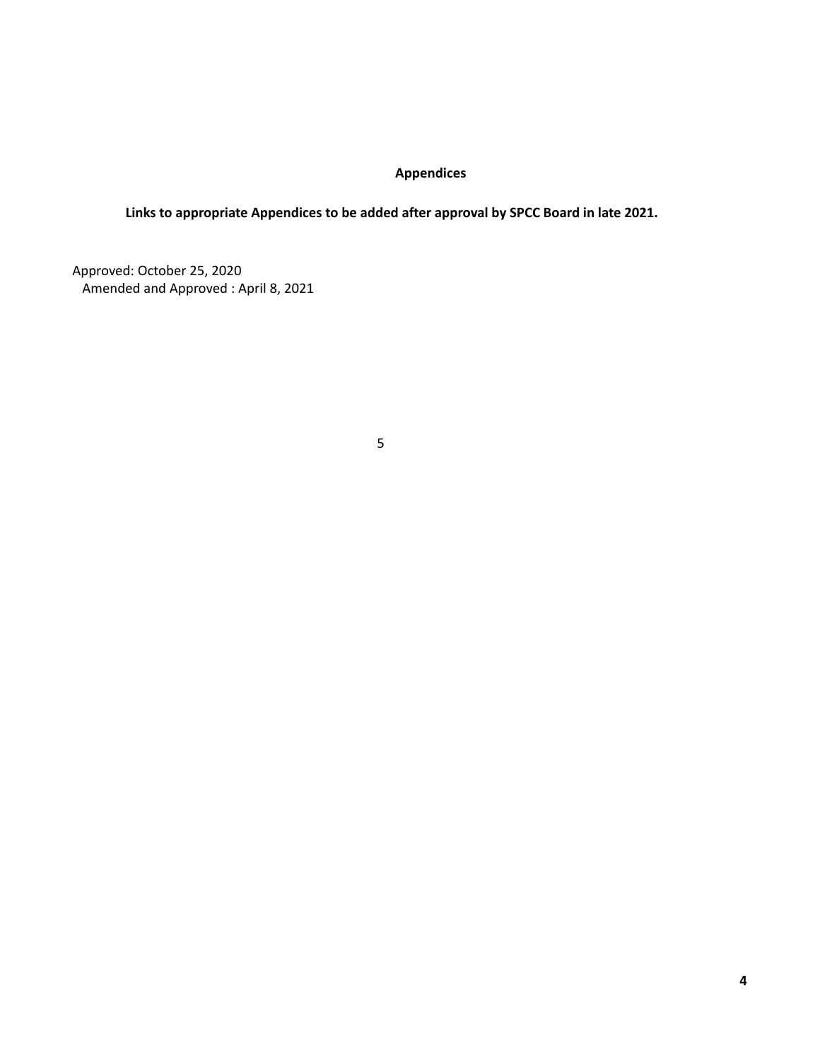**Appendices**

**Links to appropriate Appendices to be added after approval by SPCC Board in late 2021.**

Approved: October 25, 2020
Amended and Approved : April 8, 2021